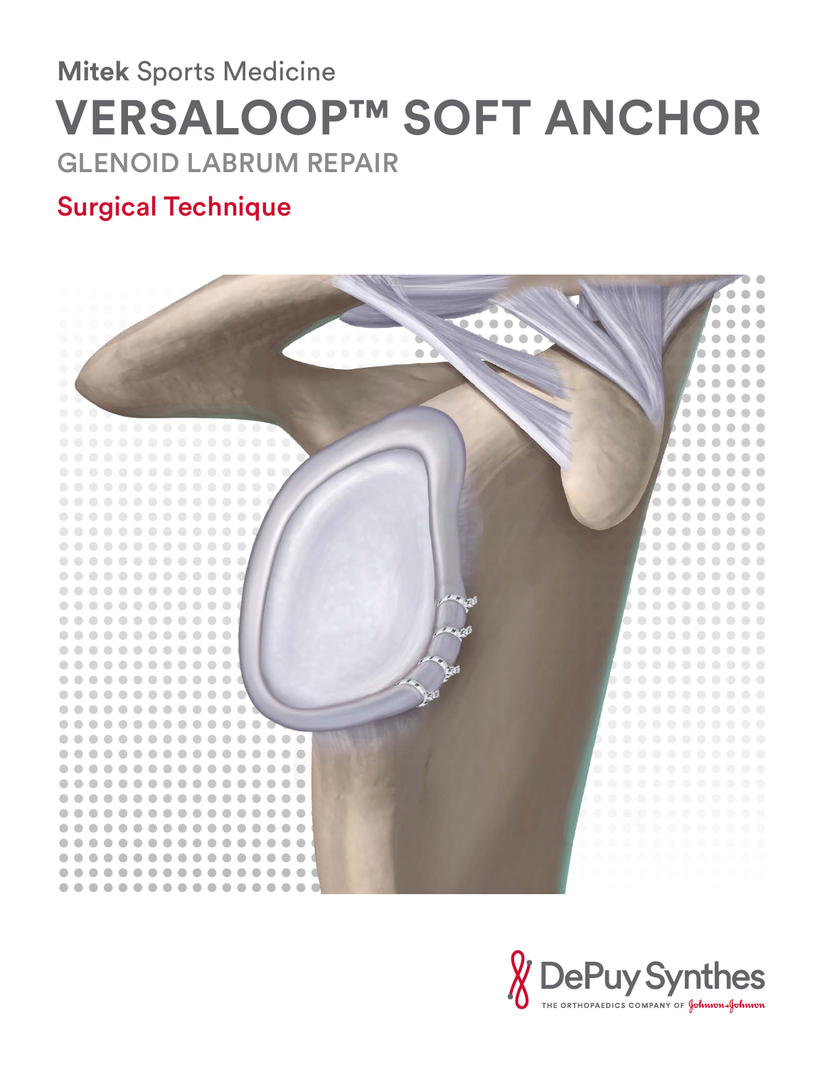**Mitek** Sports Medicine

# VERSALOOP™ SOFT ANCHOR

## GLENOID LABRUM REPAIR

## Surgical Technique

DePuy Synthes

THE ORTHOPAEDICS COMPANY OF Johnson & Johnson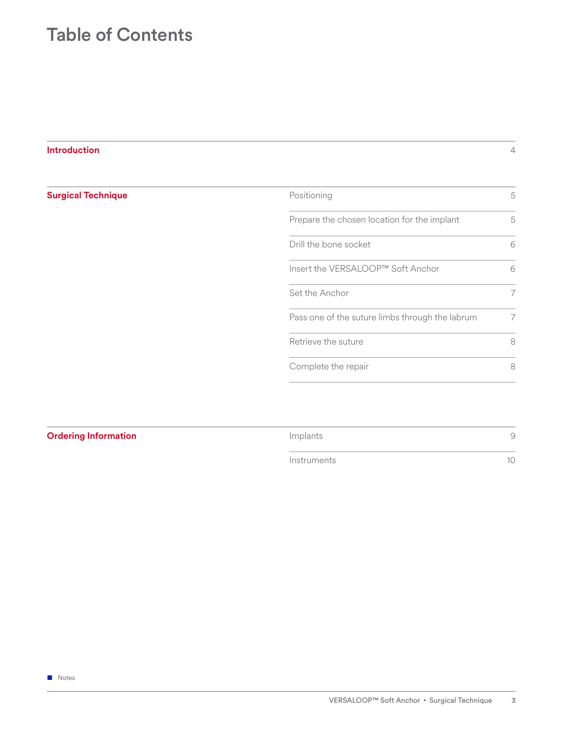# Table of Contents

| | | |
|---|---|---|
| **Introduction** | | 4 |
| **Surgical Technique** | Positioning | 5 |
| | Prepare the chosen location for the implant | 5 |
| | Drill the bone socket | 6 |
| | Insert the VERSALOOP™ Soft Anchor | 6 |
| | Set the Anchor | 7 |
| | Pass one of the suture limbs through the labrum | 7 |
| | Retrieve the suture | 8 |
| | Complete the repair | 8 |
| **Ordering Information** | Implants | 9 |
| | Instruments | 10 |

■ Notes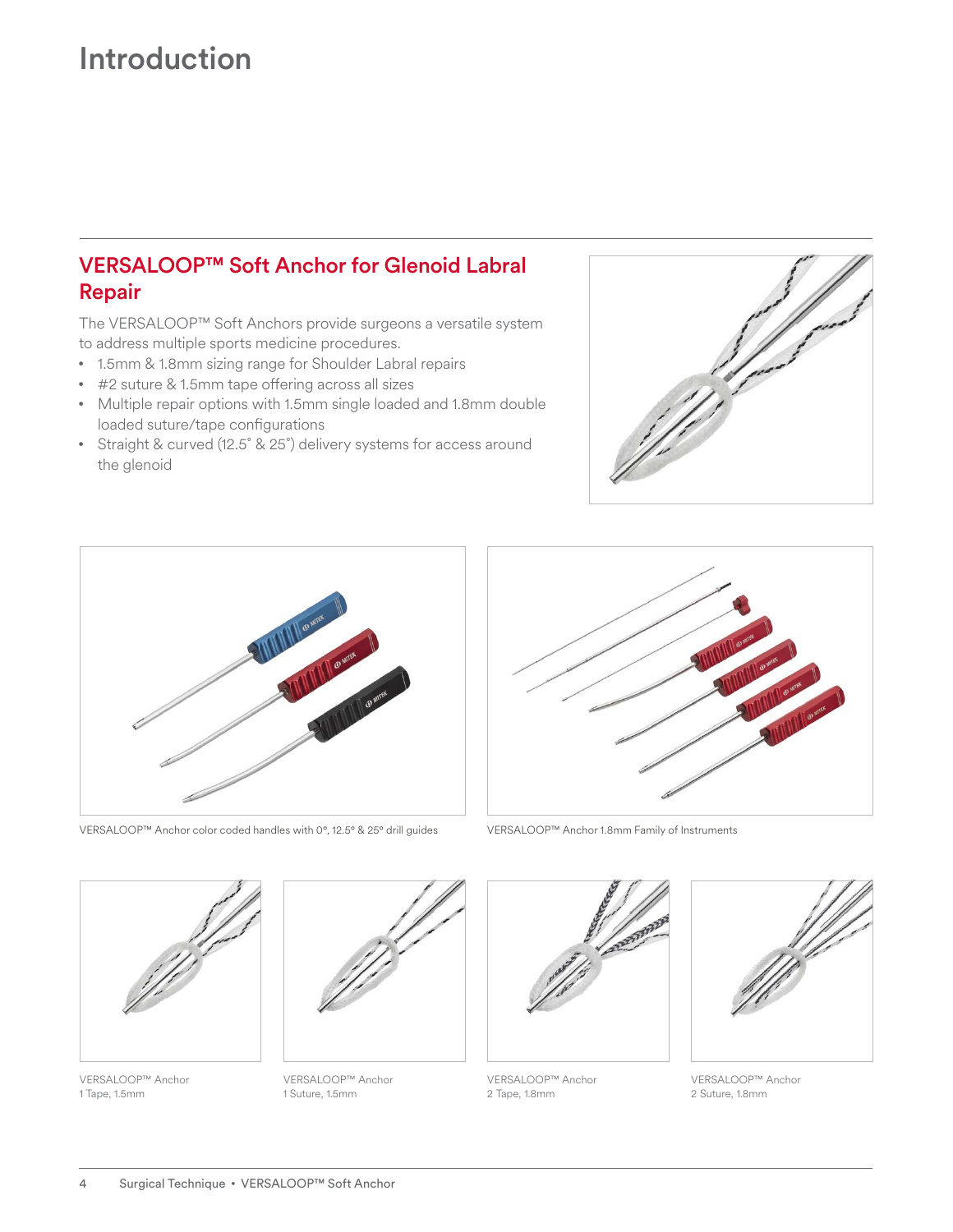# Introduction

## VERSALOOP™ Soft Anchor for Glenoid Labral Repair

The VERSALOOP™ Soft Anchors provide surgeons a versatile system to address multiple sports medicine procedures.

- 1.5mm & 1.8mm sizing range for Shoulder Labral repairs
- #2 suture & 1.5mm tape offering across all sizes
- Multiple repair options with 1.5mm single loaded and 1.8mm double loaded suture/tape configurations
- Straight & curved (12.5˚ & 25˚) delivery systems for access around the glenoid

VERSALOOP™ Anchor color coded handles with 0°, 12.5° & 25° drill guides

VERSALOOP™ Anchor 1.8mm Family of Instruments

VERSALOOP™ Anchor
1 Tape, 1.5mm

VERSALOOP™ Anchor
1 Suture, 1.5mm

VERSALOOP™ Anchor
2 Tape, 1.8mm

VERSALOOP™ Anchor
2 Suture, 1.8mm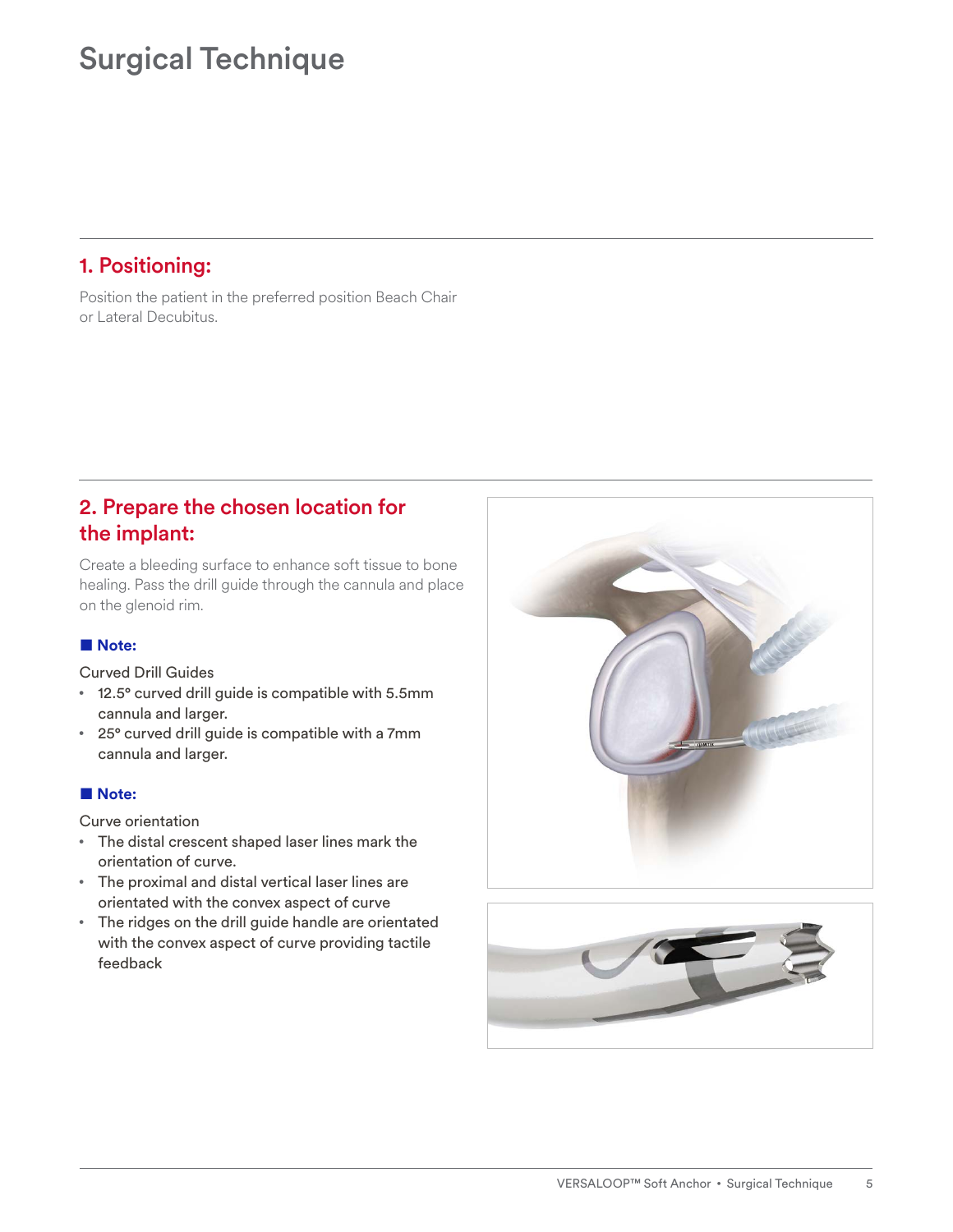# Surgical Technique

## 1. Positioning:

Position the patient in the preferred position Beach Chair or Lateral Decubitus.

## 2. Prepare the chosen location for the implant:

Create a bleeding surface to enhance soft tissue to bone healing. Pass the drill guide through the cannula and place on the glenoid rim.

**■ Note:**

Curved Drill Guides

- 12.5° curved drill guide is compatible with 5.5mm cannula and larger.
- 25° curved drill guide is compatible with a 7mm cannula and larger.

**■ Note:**

Curve orientation

- The distal crescent shaped laser lines mark the orientation of curve.
- The proximal and distal vertical laser lines are orientated with the convex aspect of curve
- The ridges on the drill guide handle are orientated with the convex aspect of curve providing tactile feedback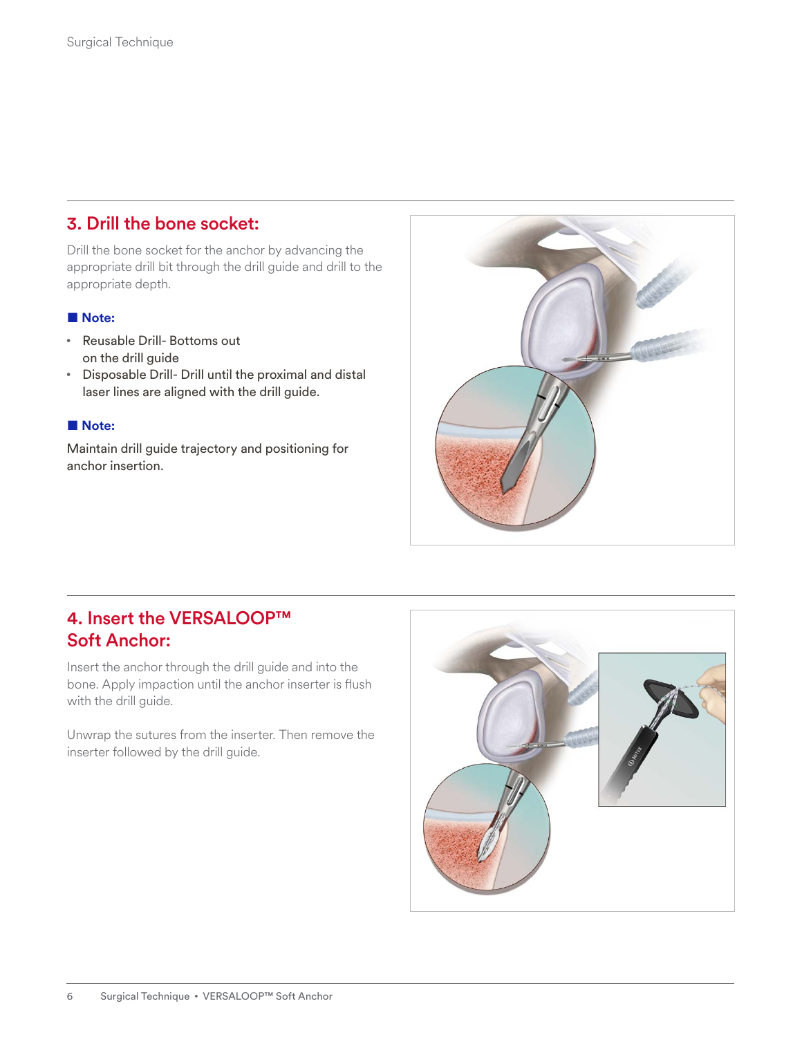## 3. Drill the bone socket:

Drill the bone socket for the anchor by advancing the appropriate drill bit through the drill guide and drill to the appropriate depth.

**■ Note:**

- Reusable Drill- Bottoms out on the drill guide
- Disposable Drill- Drill until the proximal and distal laser lines are aligned with the drill guide.

**■ Note:**

Maintain drill guide trajectory and positioning for anchor insertion.

## 4. Insert the VERSALOOP™ Soft Anchor:

Insert the anchor through the drill guide and into the bone. Apply impaction until the anchor inserter is flush with the drill guide.

Unwrap the sutures from the inserter. Then remove the inserter followed by the drill guide.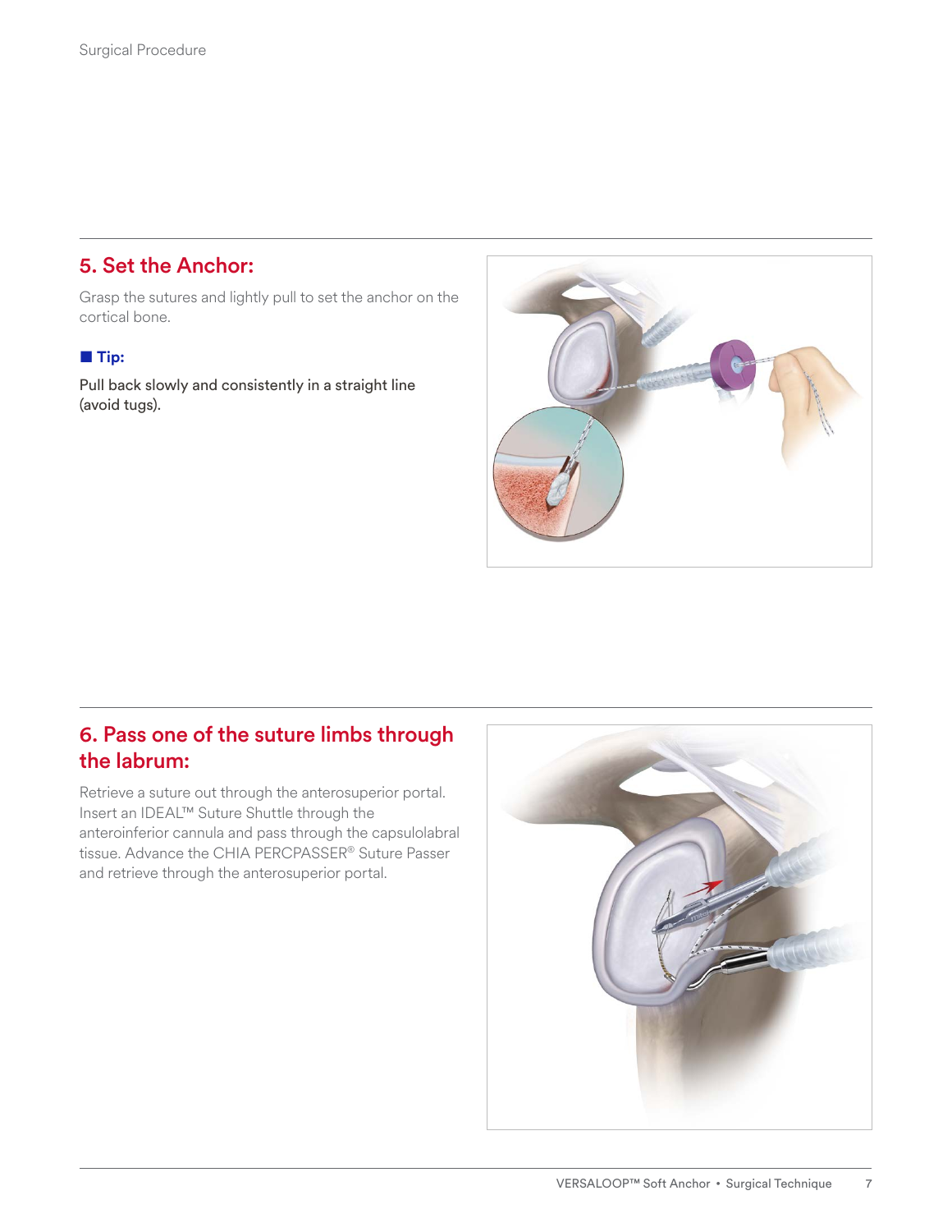## 5. Set the Anchor:

Grasp the sutures and lightly pull to set the anchor on the cortical bone.

**Tip:**

Pull back slowly and consistently in a straight line (avoid tugs).

## 6. Pass one of the suture limbs through the labrum:

Retrieve a suture out through the anterosuperior portal. Insert an IDEAL™ Suture Shuttle through the anteroinferior cannula and pass through the capsulolabral tissue. Advance the CHIA PERCPASSER® Suture Passer and retrieve through the anterosuperior portal.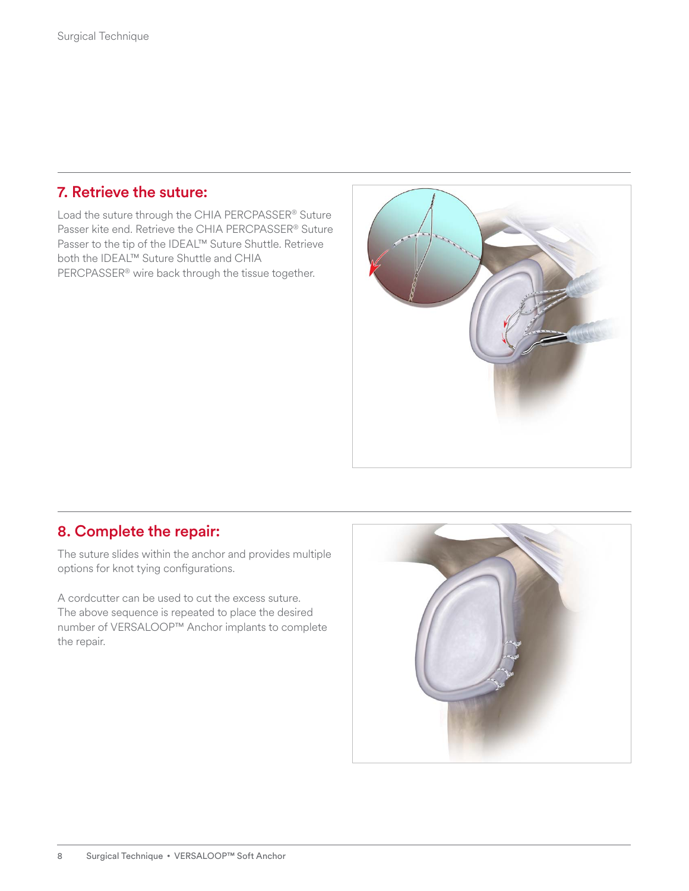## 7. Retrieve the suture:

Load the suture through the CHIA PERCPASSER® Suture Passer kite end. Retrieve the CHIA PERCPASSER® Suture Passer to the tip of the IDEAL™ Suture Shuttle. Retrieve both the IDEAL™ Suture Shuttle and CHIA PERCPASSER® wire back through the tissue together.

## 8. Complete the repair:

The suture slides within the anchor and provides multiple options for knot tying configurations.

A cordcutter can be used to cut the excess suture. The above sequence is repeated to place the desired number of VERSALOOP™ Anchor implants to complete the repair.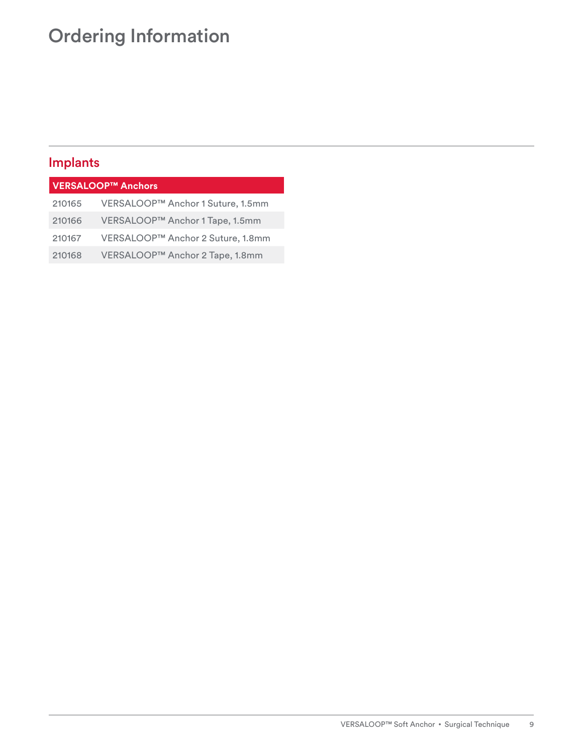# Ordering Information

## Implants

| VERSALOOP™ Anchors | |
|---|---|
| 210165 | VERSALOOP™ Anchor 1 Suture, 1.5mm |
| 210166 | VERSALOOP™ Anchor 1 Tape, 1.5mm |
| 210167 | VERSALOOP™ Anchor 2 Suture, 1.8mm |
| 210168 | VERSALOOP™ Anchor 2 Tape, 1.8mm |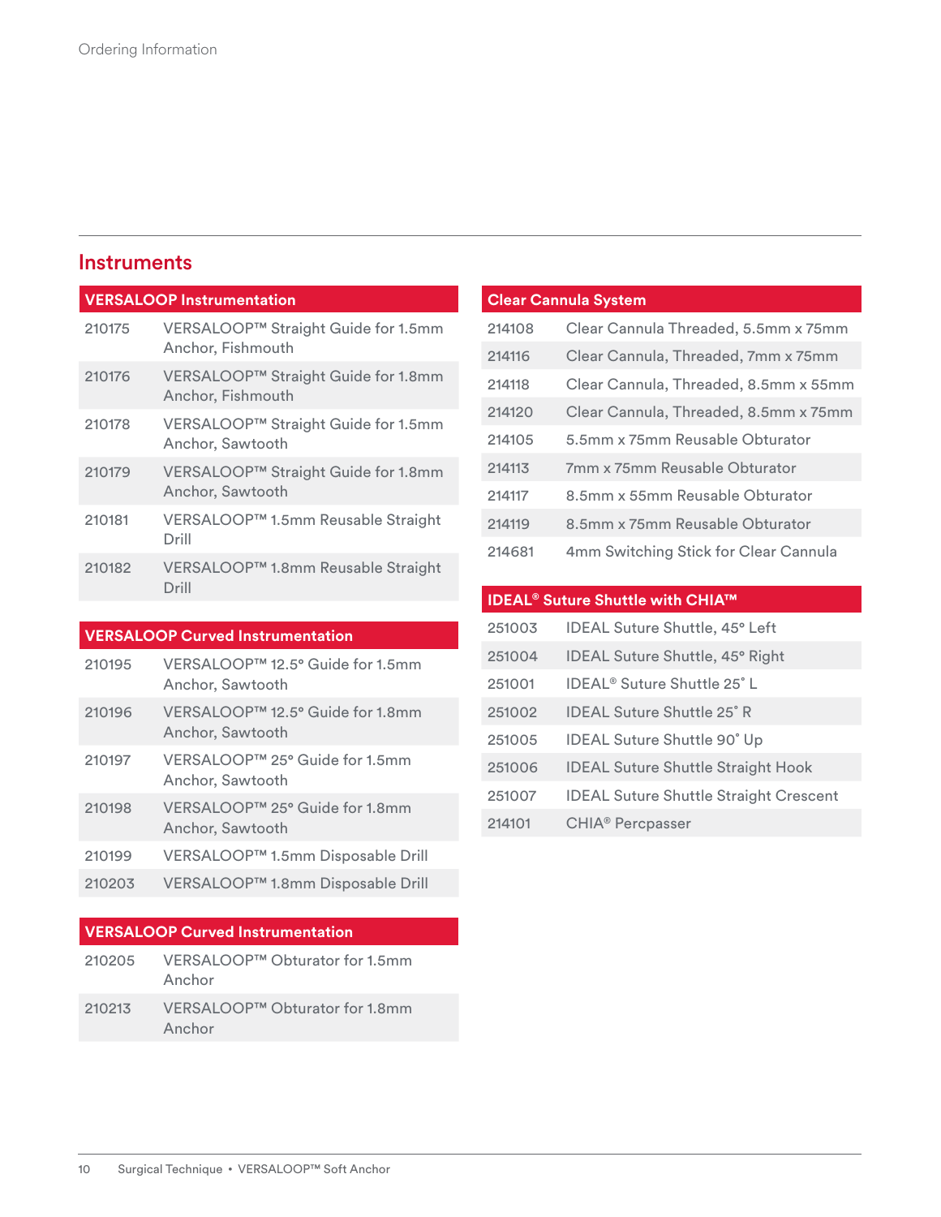Ordering Information

## Instruments

| VERSALOOP Instrumentation | |
|---|---|
| 210175 | VERSALOOP™ Straight Guide for 1.5mm Anchor, Fishmouth |
| 210176 | VERSALOOP™ Straight Guide for 1.8mm Anchor, Fishmouth |
| 210178 | VERSALOOP™ Straight Guide for 1.5mm Anchor, Sawtooth |
| 210179 | VERSALOOP™ Straight Guide for 1.8mm Anchor, Sawtooth |
| 210181 | VERSALOOP™ 1.5mm Reusable Straight Drill |
| 210182 | VERSALOOP™ 1.8mm Reusable Straight Drill |

| VERSALOOP Curved Instrumentation | |
|---|---|
| 210195 | VERSALOOP™ 12.5° Guide for 1.5mm Anchor, Sawtooth |
| 210196 | VERSALOOP™ 12.5° Guide for 1.8mm Anchor, Sawtooth |
| 210197 | VERSALOOP™ 25° Guide for 1.5mm Anchor, Sawtooth |
| 210198 | VERSALOOP™ 25° Guide for 1.8mm Anchor, Sawtooth |
| 210199 | VERSALOOP™ 1.5mm Disposable Drill |
| 210203 | VERSALOOP™ 1.8mm Disposable Drill |

| VERSALOOP Curved Instrumentation | |
|---|---|
| 210205 | VERSALOOP™ Obturator for 1.5mm Anchor |
| 210213 | VERSALOOP™ Obturator for 1.8mm Anchor |

| Clear Cannula System | |
|---|---|
| 214108 | Clear Cannula Threaded, 5.5mm x 75mm |
| 214116 | Clear Cannula, Threaded, 7mm x 75mm |
| 214118 | Clear Cannula, Threaded, 8.5mm x 55mm |
| 214120 | Clear Cannula, Threaded, 8.5mm x 75mm |
| 214105 | 5.5mm x 75mm Reusable Obturator |
| 214113 | 7mm x 75mm Reusable Obturator |
| 214117 | 8.5mm x 55mm Reusable Obturator |
| 214119 | 8.5mm x 75mm Reusable Obturator |
| 214681 | 4mm Switching Stick for Clear Cannula |

| IDEAL® Suture Shuttle with CHIA™ | |
|---|---|
| 251003 | IDEAL Suture Shuttle, 45° Left |
| 251004 | IDEAL Suture Shuttle, 45° Right |
| 251001 | IDEAL® Suture Shuttle 25˚ L |
| 251002 | IDEAL Suture Shuttle 25˚ R |
| 251005 | IDEAL Suture Shuttle 90˚ Up |
| 251006 | IDEAL Suture Shuttle Straight Hook |
| 251007 | IDEAL Suture Shuttle Straight Crescent |
| 214101 | CHIA® Percpasser |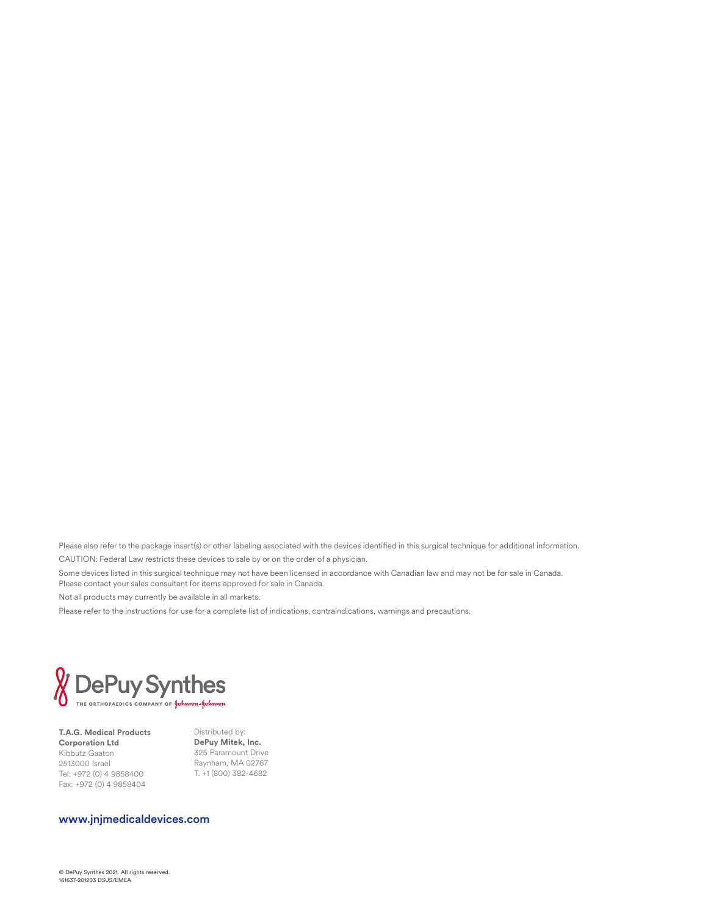Please also refer to the package insert(s) or other labeling associated with the devices identified in this surgical technique for additional information.

CAUTION: Federal Law restricts these devices to sale by or on the order of a physician.

Some devices listed in this surgical technique may not have been licensed in accordance with Canadian law and may not be for sale in Canada. Please contact your sales consultant for items approved for sale in Canada.

Not all products may currently be available in all markets.

Please refer to the instructions for use for a complete list of indications, contraindications, warnings and precautions.

DePuy Synthes
THE ORTHOPAEDICS COMPANY OF Johnson & Johnson

**T.A.G. Medical Products Corporation Ltd**
Kibbutz Gaaton
2513000 Israel
Tel: +972 (0) 4 9858400
Fax: +972 (0) 4 9858404

Distributed by:
**DePuy Mitek, Inc.**
325 Paramount Drive
Raynham, MA 02767
T. +1 (800) 382-4682

**www.jnjmedicaldevices.com**

© DePuy Synthes 2021. All rights reserved.
161637-201203 DSUS/EMEA